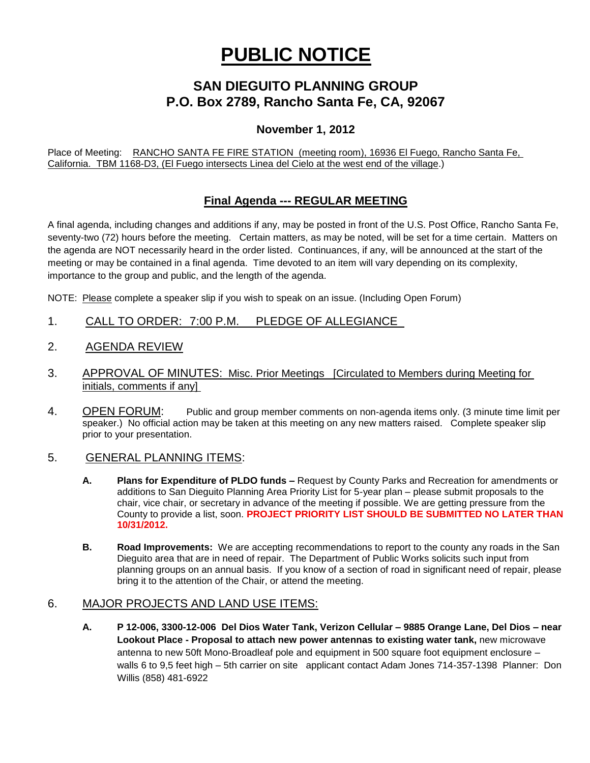# PUBLIC NOTICE

## SAN DIEGUITO PLANNING GROUP
## P.O. Box 2789, Rancho Santa Fe, CA, 92067

### November 1, 2012

Place of Meeting: RANCHO SANTA FE FIRE STATION (meeting room), 16936 El Fuego, Rancho Santa Fe, California. TBM 1168-D3, (El Fuego intersects Linea del Cielo at the west end of the village.)

## Final Agenda --- REGULAR MEETING

A final agenda, including changes and additions if any, may be posted in front of the U.S. Post Office, Rancho Santa Fe, seventy-two (72) hours before the meeting. Certain matters, as may be noted, will be set for a time certain. Matters on the agenda are NOT necessarily heard in the order listed. Continuances, if any, will be announced at the start of the meeting or may be contained in a final agenda. Time devoted to an item will vary depending on its complexity, importance to the group and public, and the length of the agenda.

NOTE: Please complete a speaker slip if you wish to speak on an issue. (Including Open Forum)

1. CALL TO ORDER: 7:00 P.M. PLEDGE OF ALLEGIANCE

2. AGENDA REVIEW

3. APPROVAL OF MINUTES: Misc. Prior Meetings [Circulated to Members during Meeting for initials, comments if any]

4. OPEN FORUM: Public and group member comments on non-agenda items only. (3 minute time limit per speaker.) No official action may be taken at this meeting on any new matters raised. Complete speaker slip prior to your presentation.

5. GENERAL PLANNING ITEMS:

   **A. Plans for Expenditure of PLDO funds –** Request by County Parks and Recreation for amendments or additions to San Dieguito Planning Area Priority List for 5-year plan – please submit proposals to the chair, vice chair, or secretary in advance of the meeting if possible. We are getting pressure from the County to provide a list, soon. **PROJECT PRIORITY LIST SHOULD BE SUBMITTED NO LATER THAN 10/31/2012.**

   **B. Road Improvements:** We are accepting recommendations to report to the county any roads in the San Dieguito area that are in need of repair. The Department of Public Works solicits such input from planning groups on an annual basis. If you know of a section of road in significant need of repair, please bring it to the attention of the Chair, or attend the meeting.

6. MAJOR PROJECTS AND LAND USE ITEMS:

   **A. P 12-006, 3300-12-006 Del Dios Water Tank, Verizon Cellular – 9885 Orange Lane, Del Dios – near Lookout Place - Proposal to attach new power antennas to existing water tank,** new microwave antenna to new 50ft Mono-Broadleaf pole and equipment in 500 square foot equipment enclosure – walls 6 to 9,5 feet high – 5th carrier on site applicant contact Adam Jones 714-357-1398 Planner: Don Willis (858) 481-6922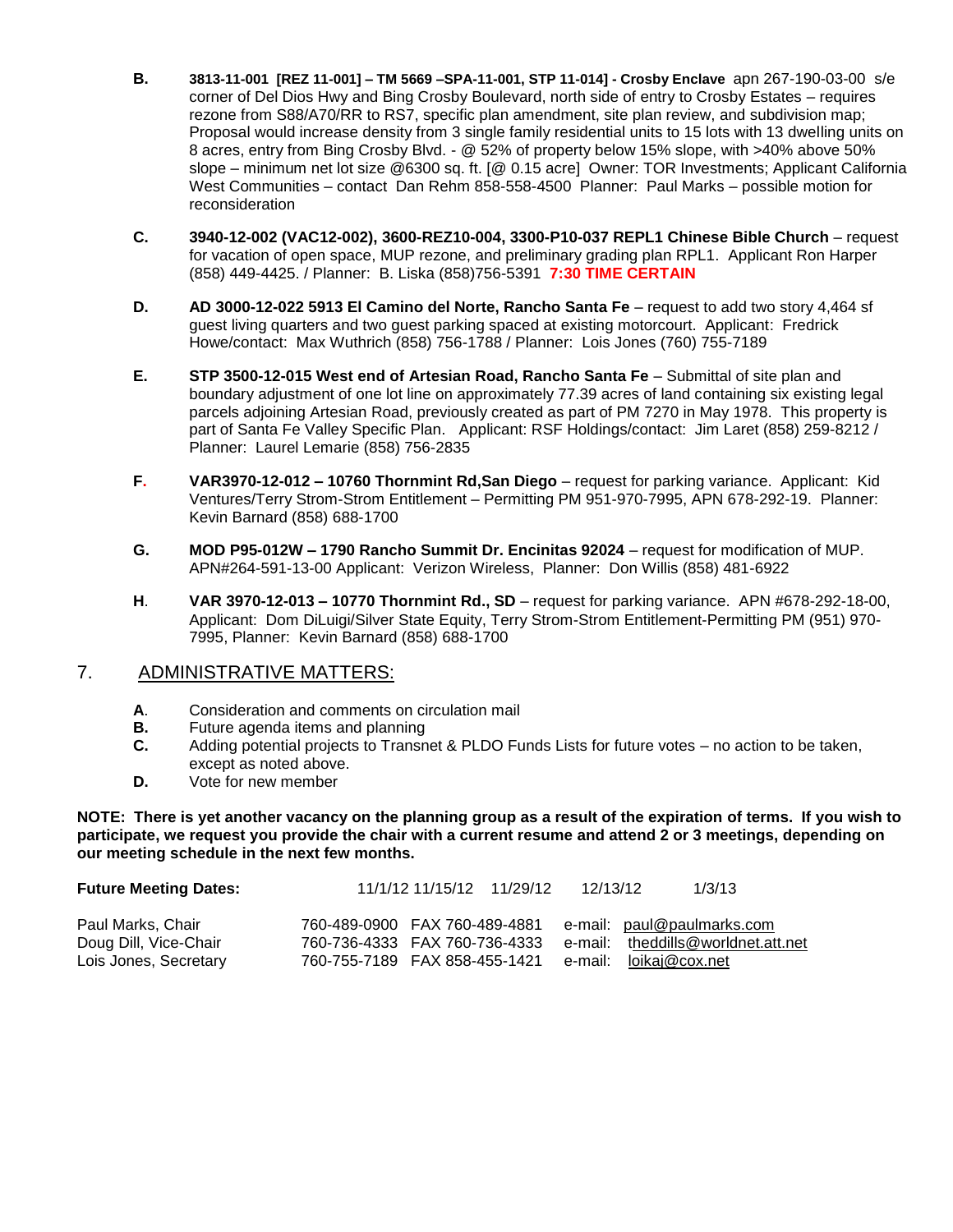**B.** **3813-11-001 [REZ 11-001] – TM 5669 –SPA-11-001, STP 11-014] - Crosby Enclave** apn 267-190-03-00 s/e corner of Del Dios Hwy and Bing Crosby Boulevard, north side of entry to Crosby Estates – requires rezone from S88/A70/RR to RS7, specific plan amendment, site plan review, and subdivision map; Proposal would increase density from 3 single family residential units to 15 lots with 13 dwelling units on 8 acres, entry from Bing Crosby Blvd. - @ 52% of property below 15% slope, with >40% above 50% slope – minimum net lot size @6300 sq. ft. [@ 0.15 acre] Owner: TOR Investments; Applicant California West Communities – contact Dan Rehm 858-558-4500 Planner: Paul Marks – possible motion for reconsideration

**C.** **3940-12-002 (VAC12-002), 3600-REZ10-004, 3300-P10-037 REPL1 Chinese Bible Church** – request for vacation of open space, MUP rezone, and preliminary grading plan RPL1. Applicant Ron Harper (858) 449-4425. / Planner: B. Liska (858)756-5391 **7:30 TIME CERTAIN**

**D.** **AD 3000-12-022 5913 El Camino del Norte, Rancho Santa Fe** – request to add two story 4,464 sf guest living quarters and two guest parking spaced at existing motorcourt. Applicant: Fredrick Howe/contact: Max Wuthrich (858) 756-1788 / Planner: Lois Jones (760) 755-7189

**E.** **STP 3500-12-015 West end of Artesian Road, Rancho Santa Fe** – Submittal of site plan and boundary adjustment of one lot line on approximately 77.39 acres of land containing six existing legal parcels adjoining Artesian Road, previously created as part of PM 7270 in May 1978. This property is part of Santa Fe Valley Specific Plan. Applicant: RSF Holdings/contact: Jim Laret (858) 259-8212 / Planner: Laurel Lemarie (858) 756-2835

**F.** **VAR3970-12-012 – 10760 Thornmint Rd,San Diego** – request for parking variance. Applicant: Kid Ventures/Terry Strom-Strom Entitlement – Permitting PM 951-970-7995, APN 678-292-19. Planner: Kevin Barnard (858) 688-1700

**G.** **MOD P95-012W – 1790 Rancho Summit Dr. Encinitas 92024** – request for modification of MUP. APN#264-591-13-00 Applicant: Verizon Wireless, Planner: Don Willis (858) 481-6922

**H.** **VAR 3970-12-013 – 10770 Thornmint Rd., SD** – request for parking variance. APN #678-292-18-00, Applicant: Dom DiLuigi/Silver State Equity, Terry Strom-Strom Entitlement-Permitting PM (951) 970-7995, Planner: Kevin Barnard (858) 688-1700

## 7. ADMINISTRATIVE MATTERS:

**A.** Consideration and comments on circulation mail
**B.** Future agenda items and planning
**C.** Adding potential projects to Transnet & PLDO Funds Lists for future votes – no action to be taken, except as noted above.
**D.** Vote for new member

**NOTE: There is yet another vacancy on the planning group as a result of the expiration of terms. If you wish to participate, we request you provide the chair with a current resume and attend 2 or 3 meetings, depending on our meeting schedule in the next few months.**

**Future Meeting Dates:** 11/1/12 11/15/12 11/29/12 12/13/12 1/3/13

| | | | |
|---|---|---|---|
| Paul Marks, Chair | 760-489-0900 | FAX 760-489-4881 | e-mail: paul@paulmarks.com |
| Doug Dill, Vice-Chair | 760-736-4333 | FAX 760-736-4333 | e-mail: theddills@worldnet.att.net |
| Lois Jones, Secretary | 760-755-7189 | FAX 858-455-1421 | e-mail: loikaj@cox.net |